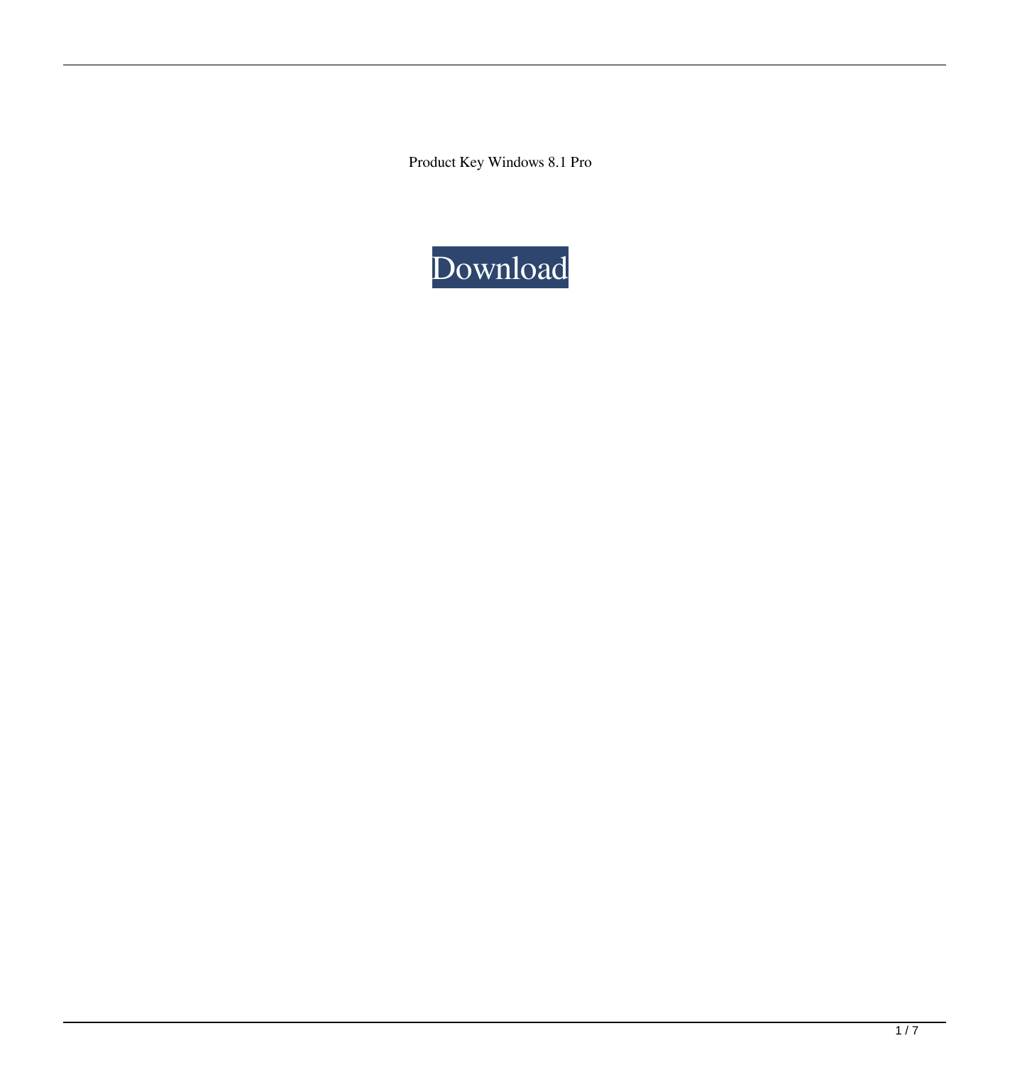Product Key Windows 8.1 Pro

Download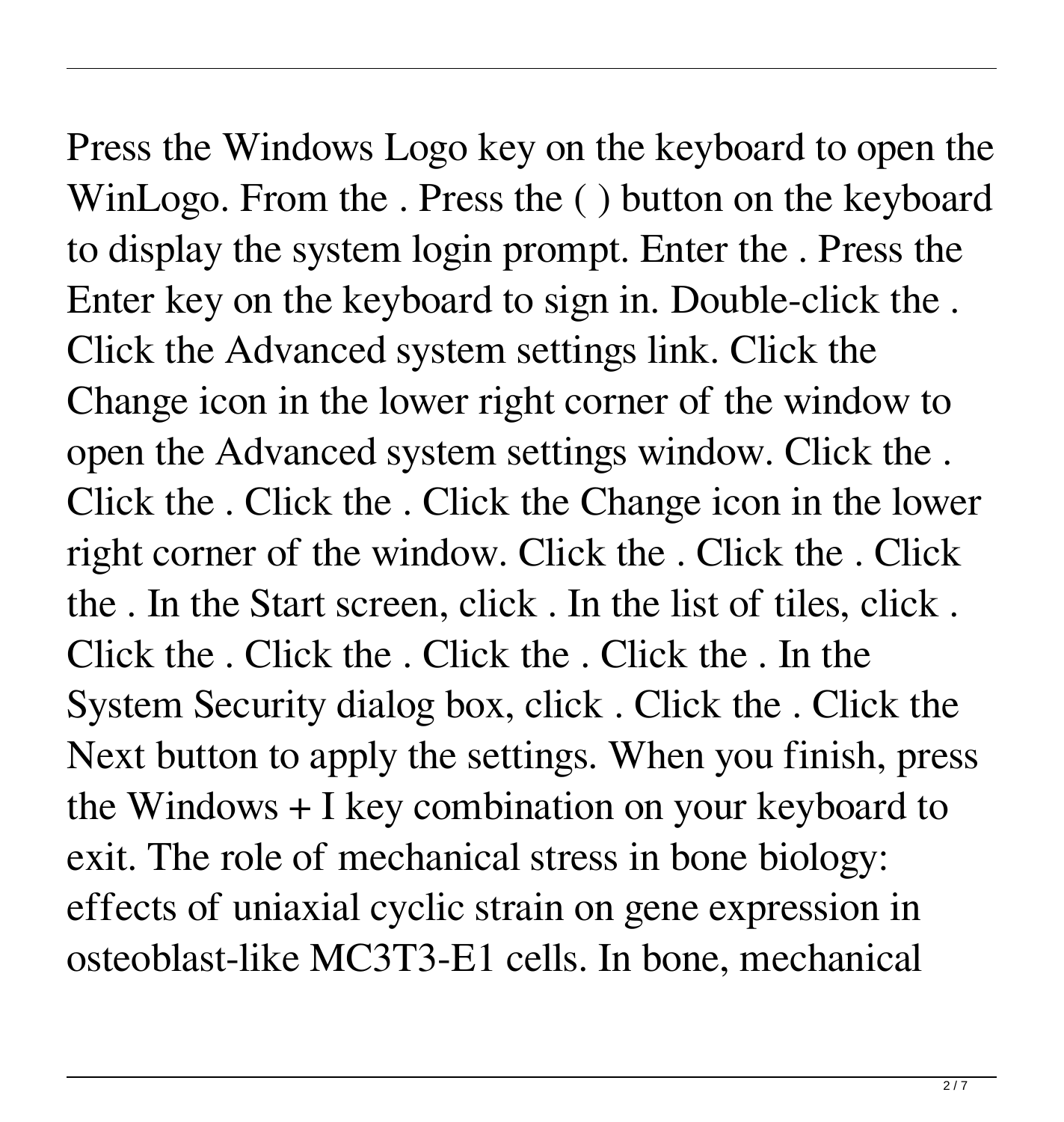Press the Windows Logo key on the keyboard to open the WinLogo. From the . Press the ( ) button on the keyboard to display the system login prompt. Enter the . Press the Enter key on the keyboard to sign in. Double-click the . Click the Advanced system settings link. Click the Change icon in the lower right corner of the window to open the Advanced system settings window. Click the . Click the . Click the . Click the Change icon in the lower right corner of the window. Click the . Click the . Click the . In the Start screen, click . In the list of tiles, click . Click the . Click the . Click the . Click the . In the System Security dialog box, click . Click the . Click the Next button to apply the settings. When you finish, press the Windows + I key combination on your keyboard to exit. The role of mechanical stress in bone biology: effects of uniaxial cyclic strain on gene expression in osteoblast-like MC3T3-E1 cells. In bone, mechanical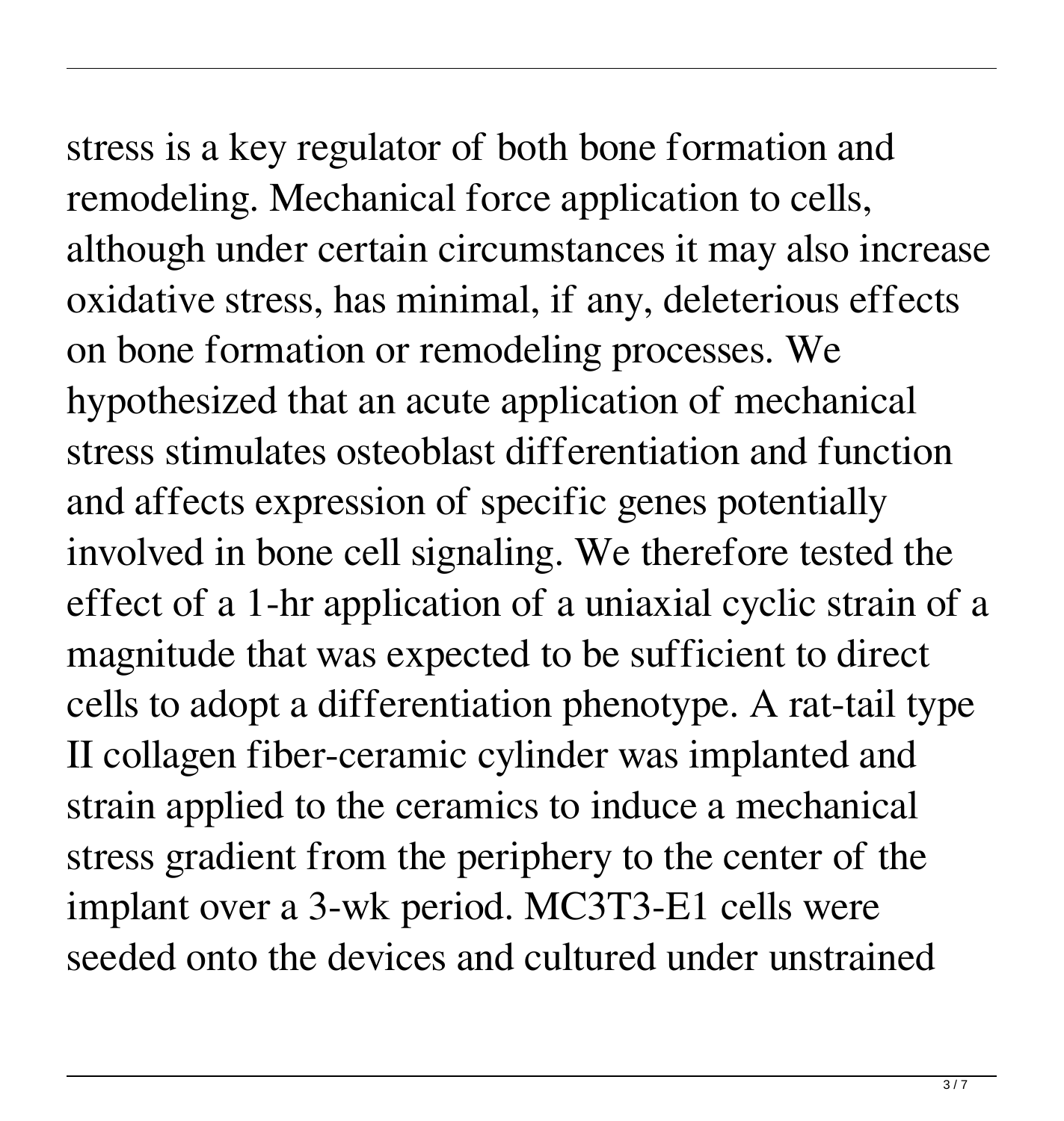stress is a key regulator of both bone formation and remodeling. Mechanical force application to cells, although under certain circumstances it may also increase oxidative stress, has minimal, if any, deleterious effects on bone formation or remodeling processes. We hypothesized that an acute application of mechanical stress stimulates osteoblast differentiation and function and affects expression of specific genes potentially involved in bone cell signaling. We therefore tested the effect of a 1-hr application of a uniaxial cyclic strain of a magnitude that was expected to be sufficient to direct cells to adopt a differentiation phenotype. A rat-tail type II collagen fiber-ceramic cylinder was implanted and strain applied to the ceramics to induce a mechanical stress gradient from the periphery to the center of the implant over a 3-wk period. MC3T3-E1 cells were seeded onto the devices and cultured under unstrained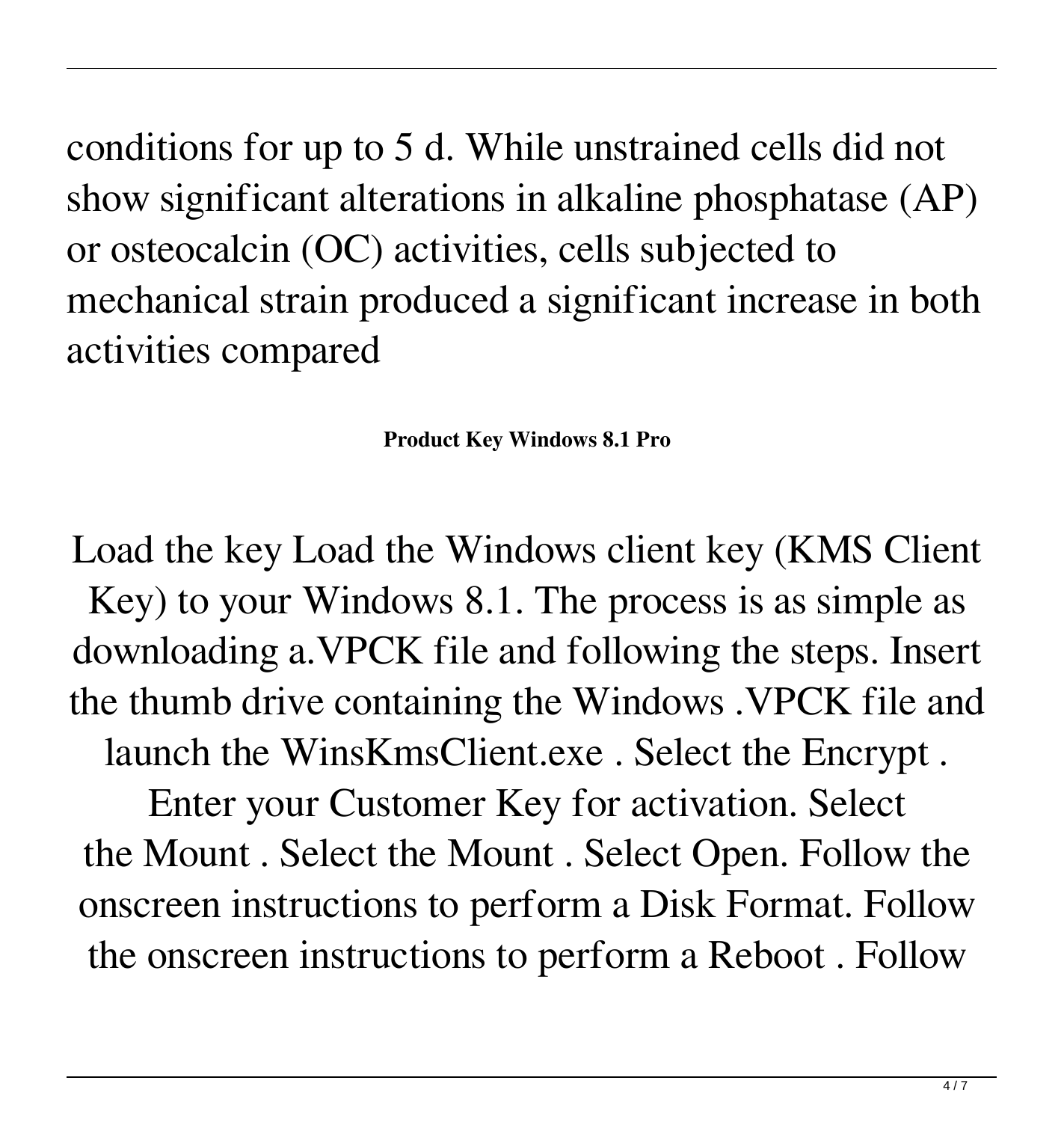conditions for up to 5 d. While unstrained cells did not show significant alterations in alkaline phosphatase (AP) or osteocalcin (OC) activities, cells subjected to mechanical strain produced a significant increase in both activities compared

**Product Key Windows 8.1 Pro**

Load the key Load the Windows client key (KMS Client Key) to your Windows 8.1. The process is as simple as downloading a.VPCK file and following the steps. Insert the thumb drive containing the Windows .VPCK file and launch the WinsKmsClient.exe . Select the Encrypt . Enter your Customer Key for activation. Select the Mount . Select the Mount . Select Open. Follow the onscreen instructions to perform a Disk Format. Follow the onscreen instructions to perform a Reboot . Follow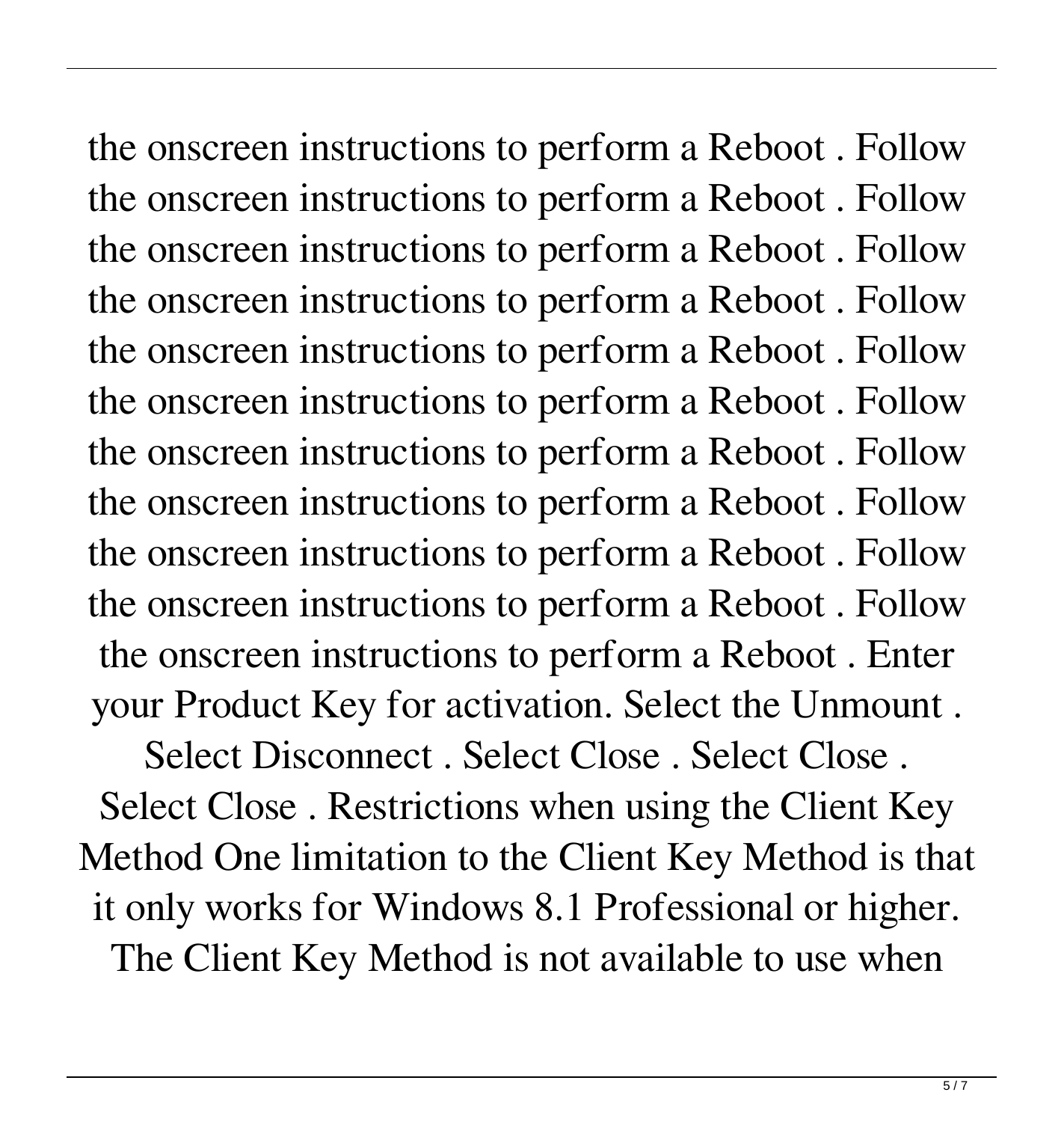the onscreen instructions to perform a Reboot . Follow the onscreen instructions to perform a Reboot . Follow the onscreen instructions to perform a Reboot . Follow the onscreen instructions to perform a Reboot . Follow the onscreen instructions to perform a Reboot . Follow the onscreen instructions to perform a Reboot . Follow the onscreen instructions to perform a Reboot . Follow the onscreen instructions to perform a Reboot . Follow the onscreen instructions to perform a Reboot . Follow the onscreen instructions to perform a Reboot . Follow the onscreen instructions to perform a Reboot . Enter your Product Key for activation. Select the Unmount . Select Disconnect . Select Close . Select Close . Select Close . Restrictions when using the Client Key Method One limitation to the Client Key Method is that it only works for Windows 8.1 Professional or higher. The Client Key Method is not available to use when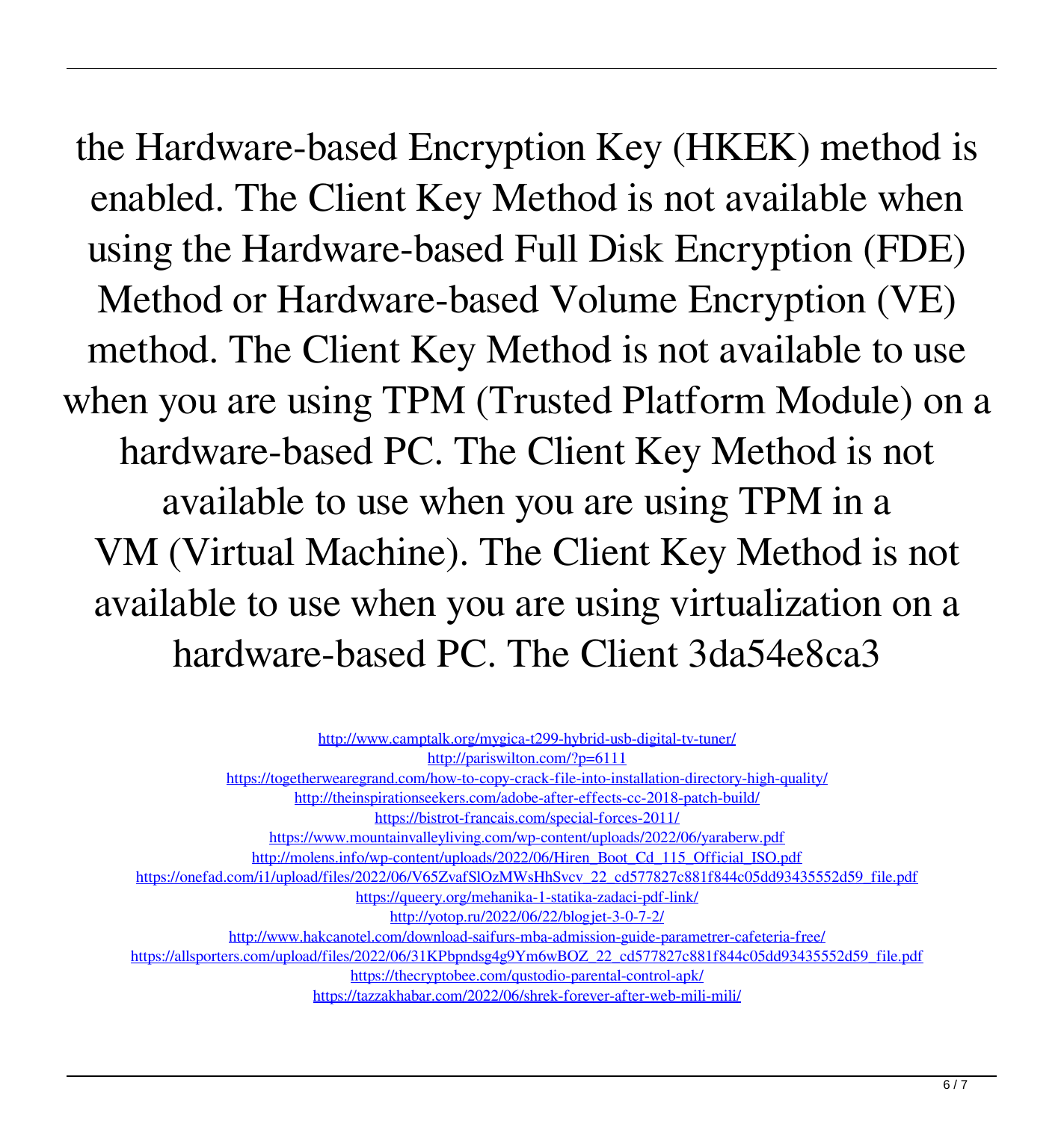the Hardware-based Encryption Key (HKEK) method is enabled. The Client Key Method is not available when using the Hardware-based Full Disk Encryption (FDE) Method or Hardware-based Volume Encryption (VE) method. The Client Key Method is not available to use when you are using TPM (Trusted Platform Module) on a hardware-based PC. The Client Key Method is not available to use when you are using TPM in a VM (Virtual Machine). The Client Key Method is not available to use when you are using virtualization on a hardware-based PC. The Client 3da54e8ca3

http://www.camptalk.org/mygica-t299-hybrid-usb-digital-tv-tuner/
http://pariswilton.com/?p=6111
https://togetherwearegrand.com/how-to-copy-crack-file-into-installation-directory-high-quality/
http://theinspirationseekers.com/adobe-after-effects-cc-2018-patch-build/
https://bistrot-francais.com/special-forces-2011/
https://www.mountainvalleyliving.com/wp-content/uploads/2022/06/yaraberw.pdf
http://molens.info/wp-content/uploads/2022/06/Hiren_Boot_Cd_115_Official_ISO.pdf
https://onefad.com/i1/upload/files/2022/06/V65ZvafSlOzMWsHhSvcv_22_cd577827c881f844c05dd93435552d59_file.pdf
https://queery.org/mehanika-1-statika-zadaci-pdf-link/
http://yotop.ru/2022/06/22/blogjet-3-0-7-2/
http://www.hakcanotel.com/download-saifurs-mba-admission-guide-parametrer-cafeteria-free/
https://allsporters.com/upload/files/2022/06/31KPbpndsg4g9Ym6wBOZ_22_cd577827c881f844c05dd93435552d59_file.pdf
https://thecryptobee.com/qustodio-parental-control-apk/
https://tazzakhabar.com/2022/06/shrek-forever-after-web-mili-mili/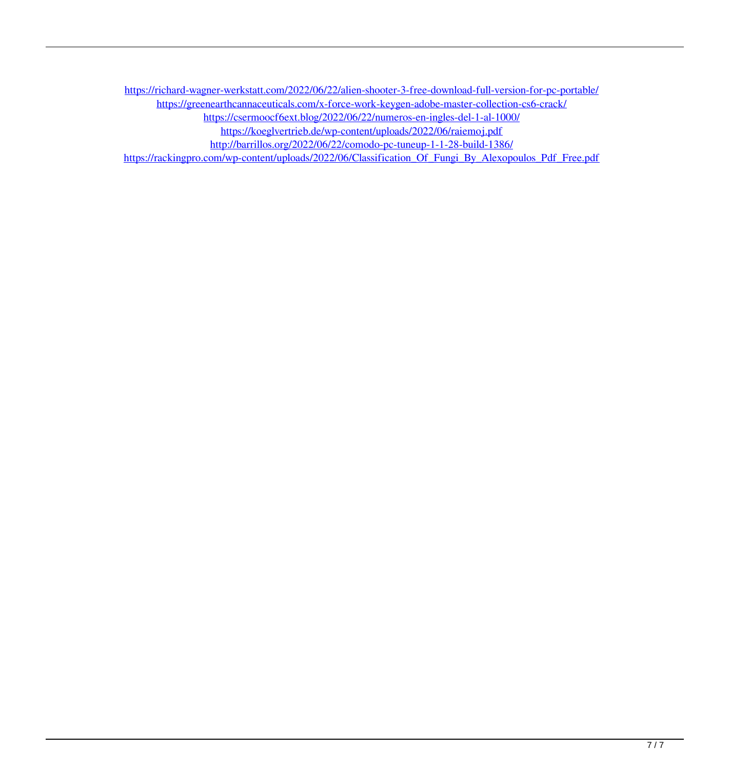https://richard-wagner-werkstatt.com/2022/06/22/alien-shooter-3-free-download-full-version-for-pc-portable/
https://greenearthcannaceuticals.com/x-force-work-keygen-adobe-master-collection-cs6-crack/
https://csermoocf6ext.blog/2022/06/22/numeros-en-ingles-del-1-al-1000/
https://koeglvertrieb.de/wp-content/uploads/2022/06/raiemoj.pdf
http://barrillos.org/2022/06/22/comodo-pc-tuneup-1-1-28-build-1386/
https://rackingpro.com/wp-content/uploads/2022/06/Classification_Of_Fungi_By_Alexopoulos_Pdf_Free.pdf